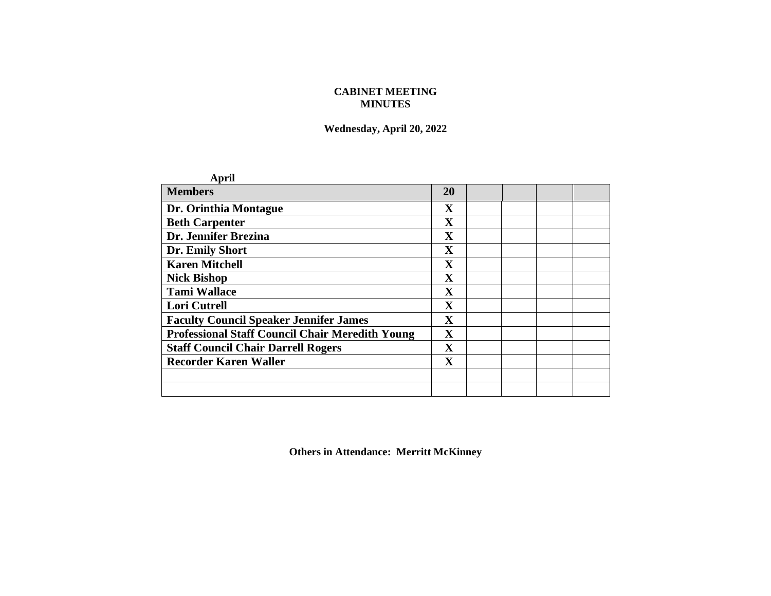**CABINET MEETING**
**MINUTES**

**Wednesday, April 20, 2022**

**April**

| Members | 20 | | | | |
|---|---|---|---|---|---|
| Dr. Orinthia Montague | X | | | | |
| Beth Carpenter | X | | | | |
| Dr. Jennifer Brezina | X | | | | |
| Dr. Emily Short | X | | | | |
| Karen Mitchell | X | | | | |
| Nick Bishop | X | | | | |
| Tami Wallace | X | | | | |
| Lori Cutrell | X | | | | |
| Faculty Council Speaker Jennifer James | X | | | | |
| Professional Staff Council Chair Meredith Young | X | | | | |
| Staff Council Chair Darrell Rogers | X | | | | |
| Recorder Karen Waller | X | | | | |
| | | | | | |
| | | | | | |

**Others in Attendance: Merritt McKinney**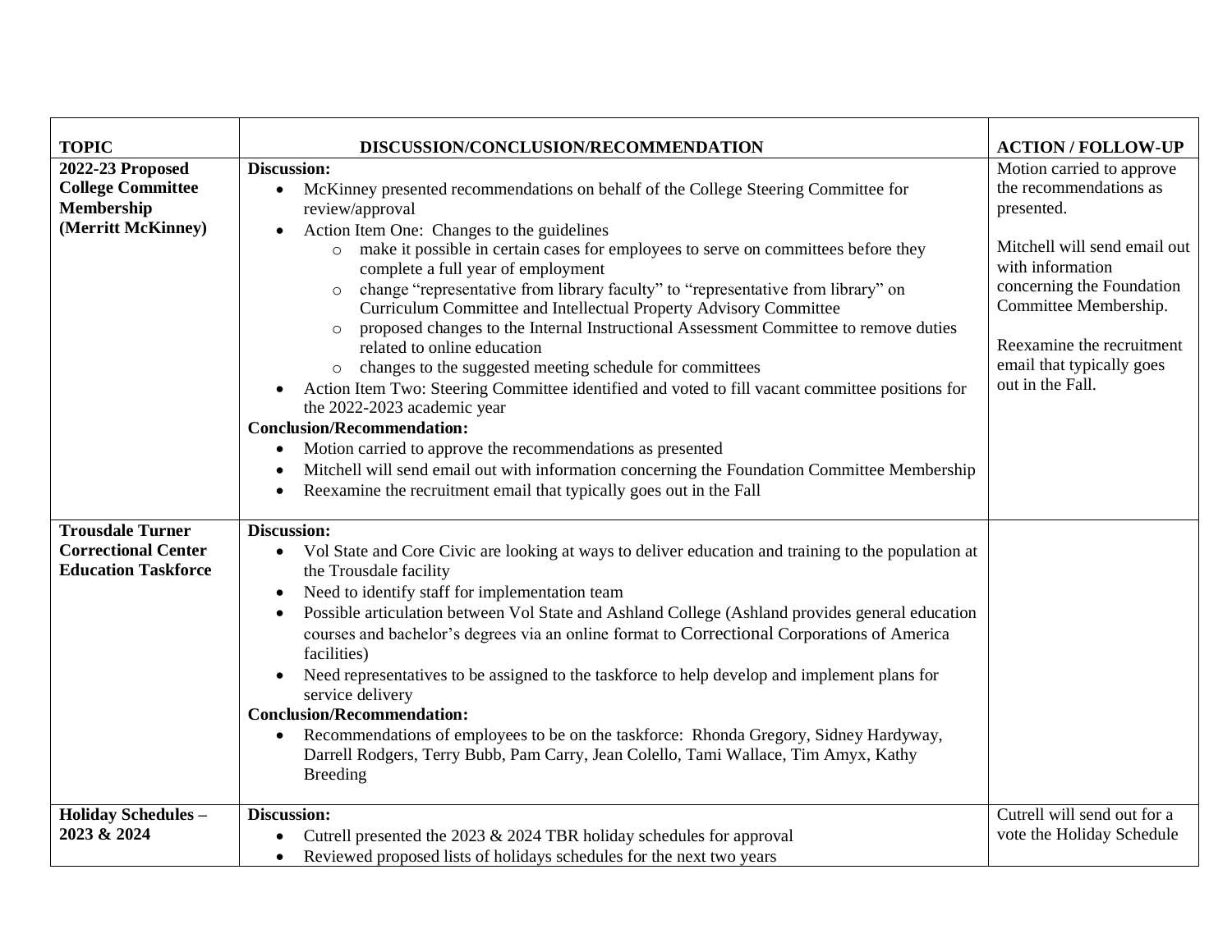| TOPIC | DISCUSSION/CONCLUSION/RECOMMENDATION | ACTION / FOLLOW-UP |
|---|---|---|
| **2022-23 Proposed College Committee Membership (Merritt McKinney)** | **Discussion:**<br>• McKinney presented recommendations on behalf of the College Steering Committee for review/approval<br>• Action Item One: Changes to the guidelines<br>&nbsp;&nbsp;○ make it possible in certain cases for employees to serve on committees before they complete a full year of employment<br>&nbsp;&nbsp;○ change "representative from library faculty" to "representative from library" on Curriculum Committee and Intellectual Property Advisory Committee<br>&nbsp;&nbsp;○ proposed changes to the Internal Instructional Assessment Committee to remove duties related to online education<br>&nbsp;&nbsp;○ changes to the suggested meeting schedule for committees<br>• Action Item Two: Steering Committee identified and voted to fill vacant committee positions for the 2022-2023 academic year<br>**Conclusion/Recommendation:**<br>• Motion carried to approve the recommendations as presented<br>• Mitchell will send email out with information concerning the Foundation Committee Membership<br>• Reexamine the recruitment email that typically goes out in the Fall | Motion carried to approve the recommendations as presented.<br><br>Mitchell will send email out with information concerning the Foundation Committee Membership.<br><br>Reexamine the recruitment email that typically goes out in the Fall. |
| **Trousdale Turner Correctional Center Education Taskforce** | **Discussion:**<br>• Vol State and Core Civic are looking at ways to deliver education and training to the population at the Trousdale facility<br>• Need to identify staff for implementation team<br>• Possible articulation between Vol State and Ashland College (Ashland provides general education courses and bachelor's degrees via an online format to Correctional Corporations of America facilities)<br>• Need representatives to be assigned to the taskforce to help develop and implement plans for service delivery<br>**Conclusion/Recommendation:**<br>• Recommendations of employees to be on the taskforce: Rhonda Gregory, Sidney Hardyway, Darrell Rodgers, Terry Bubb, Pam Carry, Jean Colello, Tami Wallace, Tim Amyx, Kathy Breeding | |
| **Holiday Schedules – 2023 & 2024** | **Discussion:**<br>• Cutrell presented the 2023 & 2024 TBR holiday schedules for approval<br>• Reviewed proposed lists of holidays schedules for the next two years | Cutrell will send out for a vote the Holiday Schedule |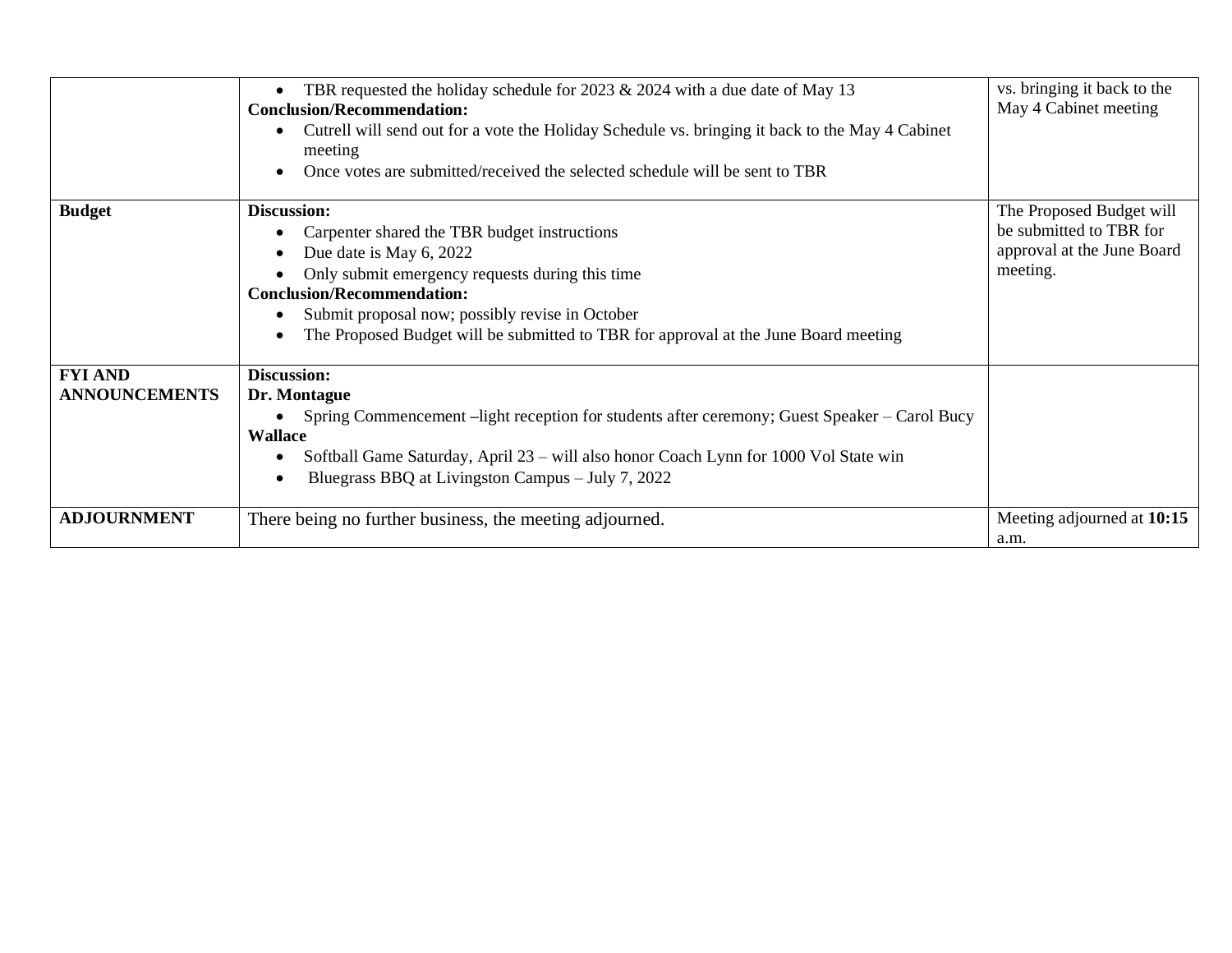| | | |
|---|---|---|
| | • TBR requested the holiday schedule for 2023 & 2024 with a due date of May 13<br>**Conclusion/Recommendation:**<br>• Cutrell will send out for a vote the Holiday Schedule vs. bringing it back to the May 4 Cabinet meeting<br>• Once votes are submitted/received the selected schedule will be sent to TBR | vs. bringing it back to the May 4 Cabinet meeting |
| **Budget** | **Discussion:**<br>• Carpenter shared the TBR budget instructions<br>• Due date is May 6, 2022<br>• Only submit emergency requests during this time<br>**Conclusion/Recommendation:**<br>• Submit proposal now; possibly revise in October<br>• The Proposed Budget will be submitted to TBR for approval at the June Board meeting | The Proposed Budget will be submitted to TBR for approval at the June Board meeting. |
| **FYI AND ANNOUNCEMENTS** | **Discussion:**<br>**Dr. Montague**<br>• Spring Commencement –light reception for students after ceremony; Guest Speaker – Carol Bucy<br>**Wallace**<br>• Softball Game Saturday, April 23 – will also honor Coach Lynn for 1000 Vol State win<br>• Bluegrass BBQ at Livingston Campus – July 7, 2022 | |
| **ADJOURNMENT** | There being no further business, the meeting adjourned. | Meeting adjourned at **10:15** a.m. |